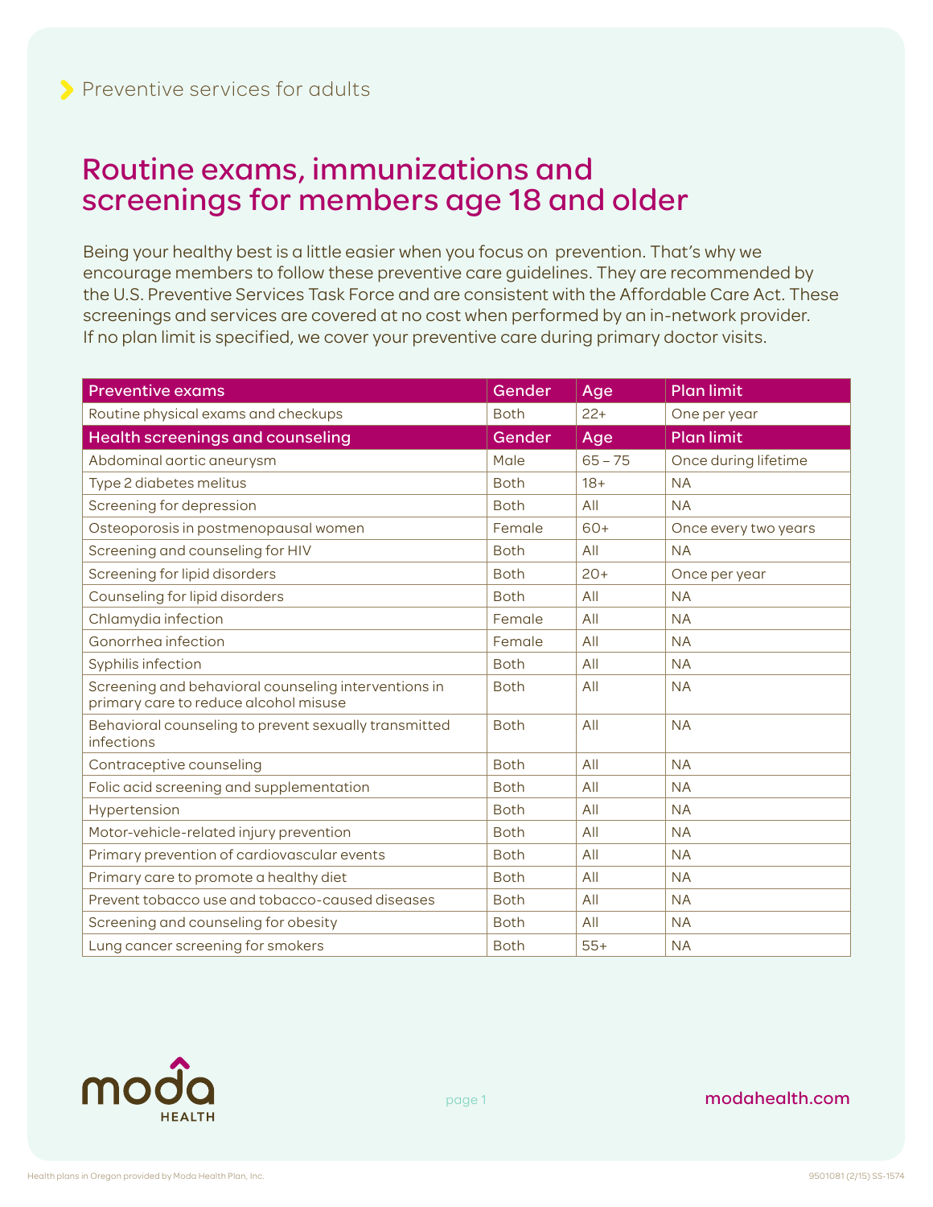Preventive services for adults

# Routine exams, immunizations and screenings for members age 18 and older

Being your healthy best is a little easier when you focus on prevention. That's why we encourage members to follow these preventive care guidelines. They are recommended by the U.S. Preventive Services Task Force and are consistent with the Affordable Care Act. These screenings and services are covered at no cost when performed by an in-network provider. If no plan limit is specified, we cover your preventive care during primary doctor visits.

| Preventive exams | Gender | Age | Plan limit |
|---|---|---|---|
| Routine physical exams and checkups | Both | 22+ | One per year |
| **Health screenings and counseling** | **Gender** | **Age** | **Plan limit** |
| Abdominal aortic aneurysm | Male | 65 – 75 | Once during lifetime |
| Type 2 diabetes melitus | Both | 18+ | NA |
| Screening for depression | Both | All | NA |
| Osteoporosis in postmenopausal women | Female | 60+ | Once every two years |
| Screening and counseling for HIV | Both | All | NA |
| Screening for lipid disorders | Both | 20+ | Once per year |
| Counseling for lipid disorders | Both | All | NA |
| Chlamydia infection | Female | All | NA |
| Gonorrhea infection | Female | All | NA |
| Syphilis infection | Both | All | NA |
| Screening and behavioral counseling interventions in primary care to reduce alcohol misuse | Both | All | NA |
| Behavioral counseling to prevent sexually transmitted infections | Both | All | NA |
| Contraceptive counseling | Both | All | NA |
| Folic acid screening and supplementation | Both | All | NA |
| Hypertension | Both | All | NA |
| Motor-vehicle-related injury prevention | Both | All | NA |
| Primary prevention of cardiovascular events | Both | All | NA |
| Primary care to promote a healthy diet | Both | All | NA |
| Prevent tobacco use and tobacco-caused diseases | Both | All | NA |
| Screening and counseling for obesity | Both | All | NA |
| Lung cancer screening for smokers | Both | 55+ | NA |

moda HEALTH

modahealth.com

Health plans in Oregon provided by Moda Health Plan, Inc.

9501081 (2/15) SS-1574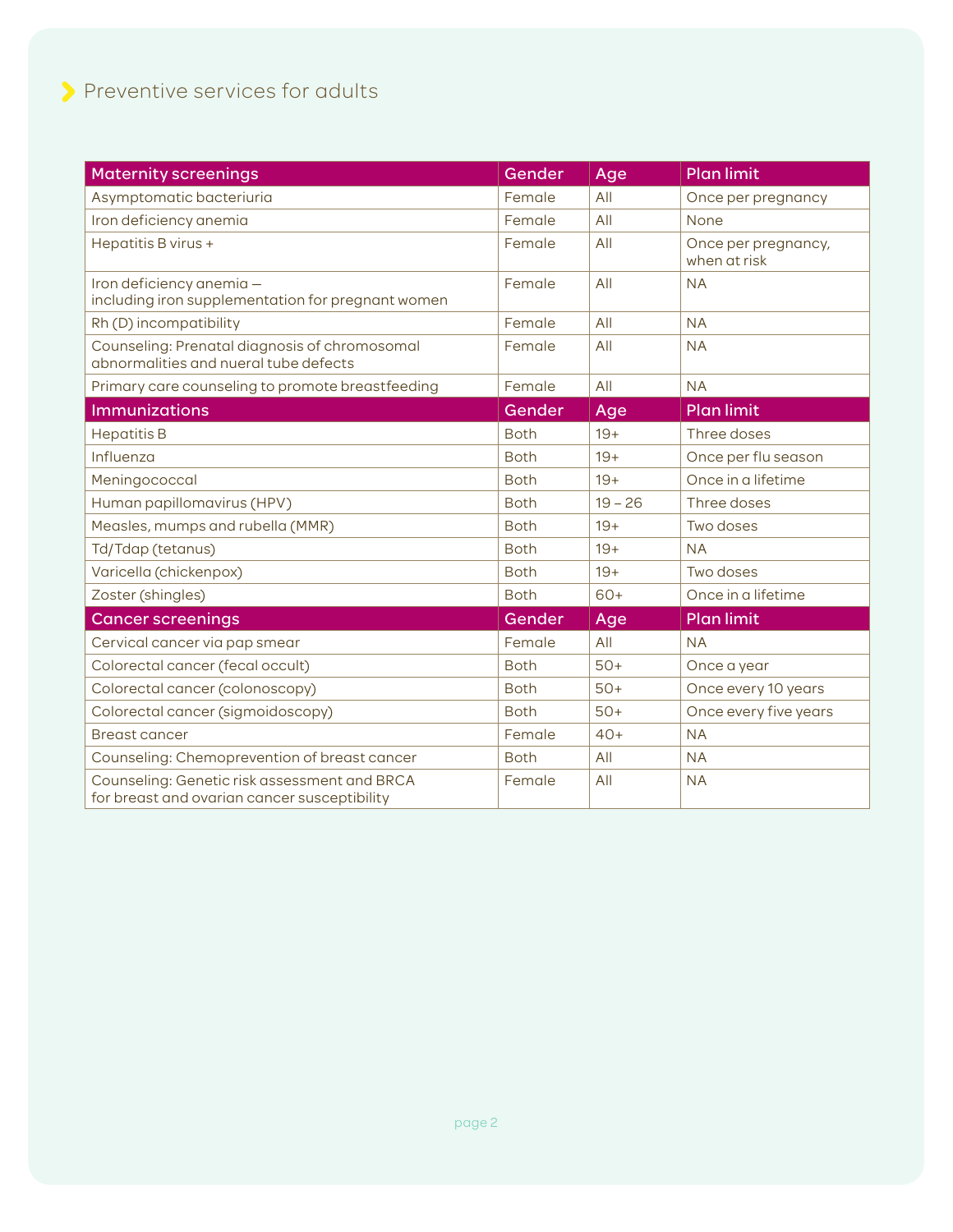## Preventive services for adults

| Maternity screenings | Gender | Age | Plan limit |
| --- | --- | --- | --- |
| Asymptomatic bacteriuria | Female | All | Once per pregnancy |
| Iron deficiency anemia | Female | All | None |
| Hepatitis B virus + | Female | All | Once per pregnancy, when at risk |
| Iron deficiency anemia — including iron supplementation for pregnant women | Female | All | NA |
| Rh (D) incompatibility | Female | All | NA |
| Counseling: Prenatal diagnosis of chromosomal abnormalities and nueral tube defects | Female | All | NA |
| Primary care counseling to promote breastfeeding | Female | All | NA |
| **Immunizations** | **Gender** | **Age** | **Plan limit** |
| Hepatitis B | Both | 19+ | Three doses |
| Influenza | Both | 19+ | Once per flu season |
| Meningococcal | Both | 19+ | Once in a lifetime |
| Human papillomavirus (HPV) | Both | 19 – 26 | Three doses |
| Measles, mumps and rubella (MMR) | Both | 19+ | Two doses |
| Td/Tdap (tetanus) | Both | 19+ | NA |
| Varicella (chickenpox) | Both | 19+ | Two doses |
| Zoster (shingles) | Both | 60+ | Once in a lifetime |
| **Cancer screenings** | **Gender** | **Age** | **Plan limit** |
| Cervical cancer via pap smear | Female | All | NA |
| Colorectal cancer (fecal occult) | Both | 50+ | Once a year |
| Colorectal cancer (colonoscopy) | Both | 50+ | Once every 10 years |
| Colorectal cancer (sigmoidoscopy) | Both | 50+ | Once every five years |
| Breast cancer | Female | 40+ | NA |
| Counseling: Chemoprevention of breast cancer | Both | All | NA |
| Counseling: Genetic risk assessment and BRCA for breast and ovarian cancer susceptibility | Female | All | NA |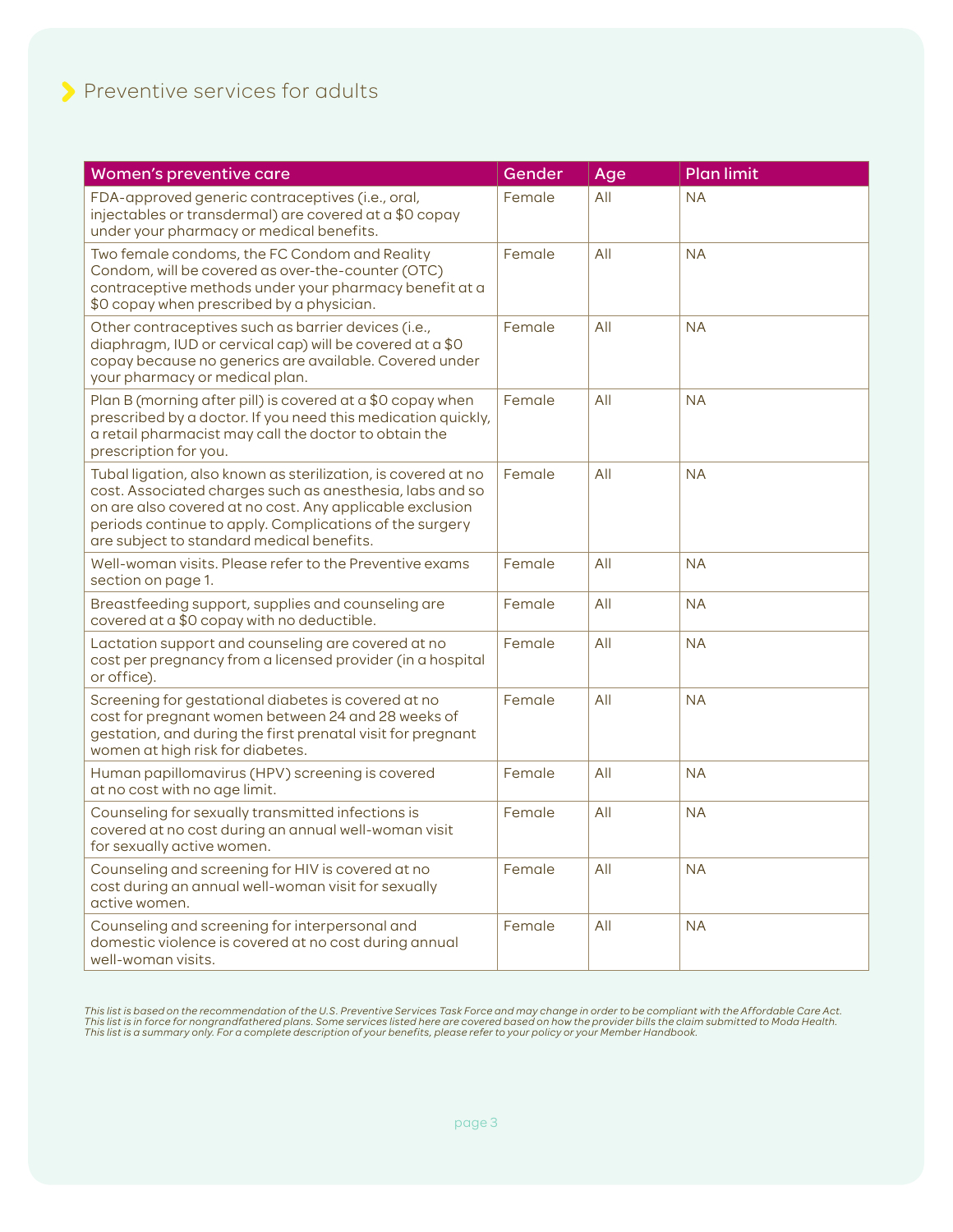## Preventive services for adults

| Women's preventive care | Gender | Age | Plan limit |
|---|---|---|---|
| FDA-approved generic contraceptives (i.e., oral, injectables or transdermal) are covered at a $0 copay under your pharmacy or medical benefits. | Female | All | NA |
| Two female condoms, the FC Condom and Reality Condom, will be covered as over-the-counter (OTC) contraceptive methods under your pharmacy benefit at a $0 copay when prescribed by a physician. | Female | All | NA |
| Other contraceptives such as barrier devices (i.e., diaphragm, IUD or cervical cap) will be covered at a $0 copay because no generics are available. Covered under your pharmacy or medical plan. | Female | All | NA |
| Plan B (morning after pill) is covered at a $0 copay when prescribed by a doctor. If you need this medication quickly, a retail pharmacist may call the doctor to obtain the prescription for you. | Female | All | NA |
| Tubal ligation, also known as sterilization, is covered at no cost. Associated charges such as anesthesia, labs and so on are also covered at no cost. Any applicable exclusion periods continue to apply. Complications of the surgery are subject to standard medical benefits. | Female | All | NA |
| Well-woman visits. Please refer to the Preventive exams section on page 1. | Female | All | NA |
| Breastfeeding support, supplies and counseling are covered at a $0 copay with no deductible. | Female | All | NA |
| Lactation support and counseling are covered at no cost per pregnancy from a licensed provider (in a hospital or office). | Female | All | NA |
| Screening for gestational diabetes is covered at no cost for pregnant women between 24 and 28 weeks of gestation, and during the first prenatal visit for pregnant women at high risk for diabetes. | Female | All | NA |
| Human papillomavirus (HPV) screening is covered at no cost with no age limit. | Female | All | NA |
| Counseling for sexually transmitted infections is covered at no cost during an annual well-woman visit for sexually active women. | Female | All | NA |
| Counseling and screening for HIV is covered at no cost during an annual well-woman visit for sexually active women. | Female | All | NA |
| Counseling and screening for interpersonal and domestic violence is covered at no cost during annual well-woman visits. | Female | All | NA |

*This list is based on the recommendation of the U.S. Preventive Services Task Force and may change in order to be compliant with the Affordable Care Act. This list is in force for nongrandfathered plans. Some services listed here are covered based on how the provider bills the claim submitted to Moda Health. This list is a summary only. For a complete description of your benefits, please refer to your policy or your Member Handbook.*